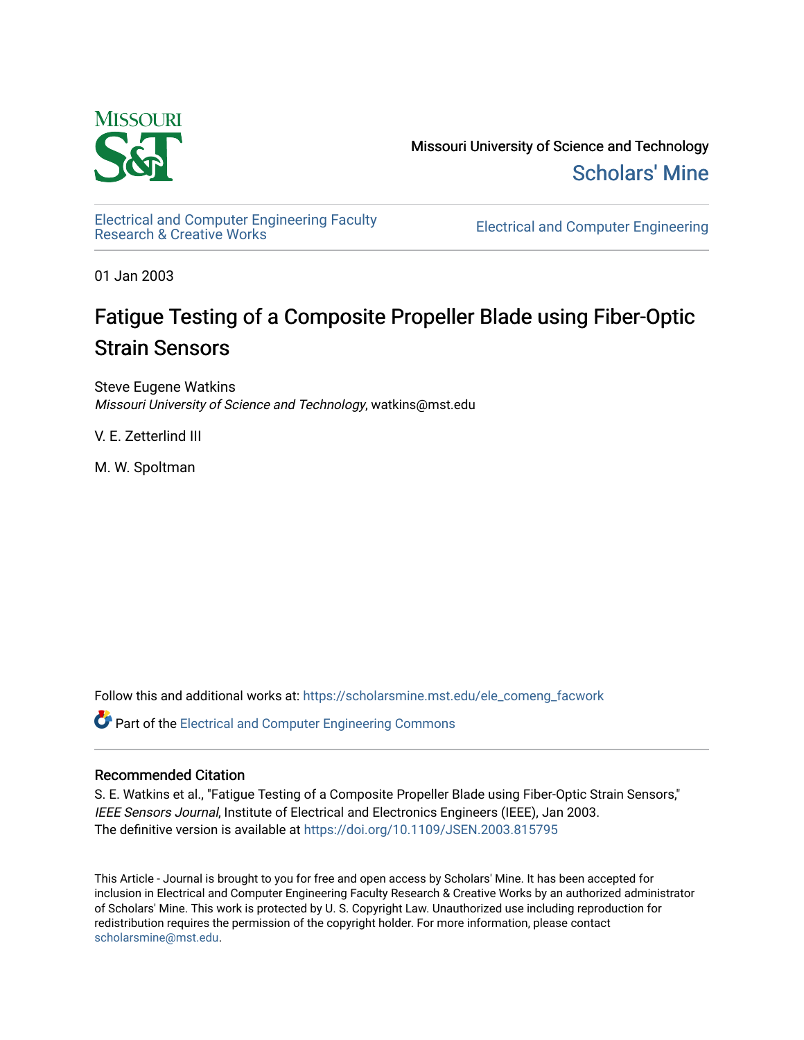Missouri University of Science and Technology

Scholars' Mine

Electrical and Computer Engineering Faculty Research & Creative Works

Electrical and Computer Engineering

01 Jan 2003

# Fatigue Testing of a Composite Propeller Blade using Fiber-Optic Strain Sensors

Steve Eugene Watkins
*Missouri University of Science and Technology*, watkins@mst.edu

V. E. Zetterlind III

M. W. Spoltman

Follow this and additional works at: https://scholarsmine.mst.edu/ele_comeng_facwork

Part of the Electrical and Computer Engineering Commons

## Recommended Citation

S. E. Watkins et al., "Fatigue Testing of a Composite Propeller Blade using Fiber-Optic Strain Sensors," *IEEE Sensors Journal*, Institute of Electrical and Electronics Engineers (IEEE), Jan 2003.
The definitive version is available at https://doi.org/10.1109/JSEN.2003.815795

This Article - Journal is brought to you for free and open access by Scholars' Mine. It has been accepted for inclusion in Electrical and Computer Engineering Faculty Research & Creative Works by an authorized administrator of Scholars' Mine. This work is protected by U. S. Copyright Law. Unauthorized use including reproduction for redistribution requires the permission of the copyright holder. For more information, please contact scholarsmine@mst.edu.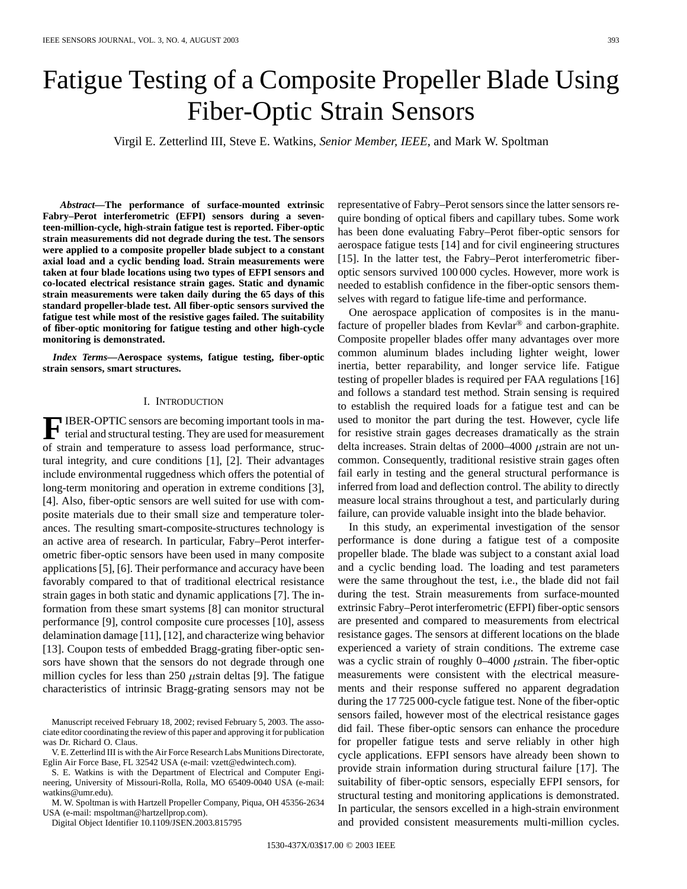# Fatigue Testing of a Composite Propeller Blade Using Fiber-Optic Strain Sensors

Virgil E. Zetterlind III, Steve E. Watkins, *Senior Member, IEEE*, and Mark W. Spoltman

***Abstract*—The performance of surface-mounted extrinsic Fabry–Perot interferometric (EFPI) sensors during a seventeen-million-cycle, high-strain fatigue test is reported. Fiber-optic strain measurements did not degrade during the test. The sensors were applied to a composite propeller blade subject to a constant axial load and a cyclic bending load. Strain measurements were taken at four blade locations using two types of EFPI sensors and co-located electrical resistance strain gages. Static and dynamic strain measurements were taken daily during the 65 days of this standard propeller-blade test. All fiber-optic sensors survived the fatigue test while most of the resistive gages failed. The suitability of fiber-optic monitoring for fatigue testing and other high-cycle monitoring is demonstrated.**

***Index Terms*—Aerospace systems, fatigue testing, fiber-optic strain sensors, smart structures.**

## I. Introduction

FIBER-OPTIC sensors are becoming important tools in material and structural testing. They are used for measurement of strain and temperature to assess load performance, structural integrity, and cure conditions [1], [2]. Their advantages include environmental ruggedness which offers the potential of long-term monitoring and operation in extreme conditions [3], [4]. Also, fiber-optic sensors are well suited for use with composite materials due to their small size and temperature tolerances. The resulting smart-composite-structures technology is an active area of research. In particular, Fabry–Perot interferometric fiber-optic sensors have been used in many composite applications [5], [6]. Their performance and accuracy have been favorably compared to that of traditional electrical resistance strain gages in both static and dynamic applications [7]. The information from these smart systems [8] can monitor structural performance [9], control composite cure processes [10], assess delamination damage [11], [12], and characterize wing behavior [13]. Coupon tests of embedded Bragg-grating fiber-optic sensors have shown that the sensors do not degrade through one million cycles for less than 250 $\mu$strain deltas [9]. The fatigue characteristics of intrinsic Bragg-grating sensors may not be representative of Fabry–Perot sensors since the latter sensors require bonding of optical fibers and capillary tubes. Some work has been done evaluating Fabry–Perot fiber-optic sensors for aerospace fatigue tests [14] and for civil engineering structures [15]. In the latter test, the Fabry–Perot interferometric fiber-optic sensors survived 100 000 cycles. However, more work is needed to establish confidence in the fiber-optic sensors themselves with regard to fatigue life-time and performance.

One aerospace application of composites is in the manufacture of propeller blades from Kevlar® and carbon-graphite. Composite propeller blades offer many advantages over more common aluminum blades including lighter weight, lower inertia, better reparability, and longer service life. Fatigue testing of propeller blades is required per FAA regulations [16] and follows a standard test method. Strain sensing is required to establish the required loads for a fatigue test and can be used to monitor the part during the test. However, cycle life for resistive strain gages decreases dramatically as the strain delta increases. Strain deltas of 2000–4000 $\mu$strain are not uncommon. Consequently, traditional resistive strain gages often fail early in testing and the general structural performance is inferred from load and deflection control. The ability to directly measure local strains throughout a test, and particularly during failure, can provide valuable insight into the blade behavior.

In this study, an experimental investigation of the sensor performance is done during a fatigue test of a composite propeller blade. The blade was subject to a constant axial load and a cyclic bending load. The loading and test parameters were the same throughout the test, i.e., the blade did not fail during the test. Strain measurements from surface-mounted extrinsic Fabry–Perot interferometric (EFPI) fiber-optic sensors are presented and compared to measurements from electrical resistance gages. The sensors at different locations on the blade experienced a variety of strain conditions. The extreme case was a cyclic strain of roughly 0–4000 $\mu$strain. The fiber-optic measurements were consistent with the electrical measurements and their response suffered no apparent degradation during the 17 725 000-cycle fatigue test. None of the fiber-optic sensors failed, however most of the electrical resistance gages did fail. These fiber-optic sensors can enhance the procedure for propeller fatigue tests and serve reliably in other high cycle applications. EFPI sensors have already been shown to provide strain information during structural failure [17]. The suitability of fiber-optic sensors, especially EFPI sensors, for structural testing and monitoring applications is demonstrated. In particular, the sensors excelled in a high-strain environment and provided consistent measurements multi-million cycles.

Manuscript received February 18, 2002; revised February 5, 2003. The associate editor coordinating the review of this paper and approving it for publication was Dr. Richard O. Claus.

V. E. Zetterlind III is with the Air Force Research Labs Munitions Directorate, Eglin Air Force Base, FL 32542 USA (e-mail: vzett@edwintech.com).

S. E. Watkins is with the Department of Electrical and Computer Engineering, University of Missouri-Rolla, Rolla, MO 65409-0040 USA (e-mail: watkins@umr.edu).

M. W. Spoltman is with Hartzell Propeller Company, Piqua, OH 45356-2634 USA (e-mail: mspoltman@hartzellprop.com).

Digital Object Identifier 10.1109/JSEN.2003.815795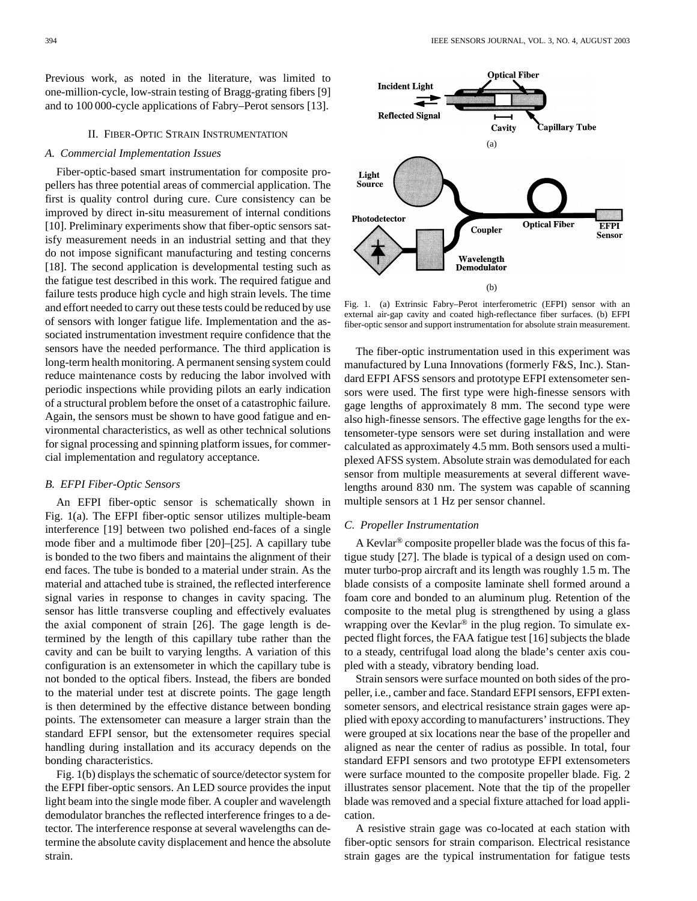Previous work, as noted in the literature, was limited to one-million-cycle, low-strain testing of Bragg-grating fibers [9] and to 100 000-cycle applications of Fabry–Perot sensors [13].

## II. Fiber-Optic Strain Instrumentation

### A. Commercial Implementation Issues

Fiber-optic-based smart instrumentation for composite propellers has three potential areas of commercial application. The first is quality control during cure. Cure consistency can be improved by direct in-situ measurement of internal conditions [10]. Preliminary experiments show that fiber-optic sensors satisfy measurement needs in an industrial setting and that they do not impose significant manufacturing and testing concerns [18]. The second application is developmental testing such as the fatigue test described in this work. The required fatigue and failure tests produce high cycle and high strain levels. The time and effort needed to carry out these tests could be reduced by use of sensors with longer fatigue life. Implementation and the associated instrumentation investment require confidence that the sensors have the needed performance. The third application is long-term health monitoring. A permanent sensing system could reduce maintenance costs by reducing the labor involved with periodic inspections while providing pilots an early indication of a structural problem before the onset of a catastrophic failure. Again, the sensors must be shown to have good fatigue and environmental characteristics, as well as other technical solutions for signal processing and spinning platform issues, for commercial implementation and regulatory acceptance.

### B. EFPI Fiber-Optic Sensors

An EFPI fiber-optic sensor is schematically shown in Fig. 1(a). The EFPI fiber-optic sensor utilizes multiple-beam interference [19] between two polished end-faces of a single mode fiber and a multimode fiber [20]–[25]. A capillary tube is bonded to the two fibers and maintains the alignment of their end faces. The tube is bonded to a material under strain. As the material and attached tube is strained, the reflected interference signal varies in response to changes in cavity spacing. The sensor has little transverse coupling and effectively evaluates the axial component of strain [26]. The gage length is determined by the length of this capillary tube rather than the cavity and can be built to varying lengths. A variation of this configuration is an extensometer in which the capillary tube is not bonded to the optical fibers. Instead, the fibers are bonded to the material under test at discrete points. The gage length is then determined by the effective distance between bonding points. The extensometer can measure a larger strain than the standard EFPI sensor, but the extensometer requires special handling during installation and its accuracy depends on the bonding characteristics.

Fig. 1(b) displays the schematic of source/detector system for the EFPI fiber-optic sensors. An LED source provides the input light beam into the single mode fiber. A coupler and wavelength demodulator branches the reflected interference fringes to a detector. The interference response at several wavelengths can determine the absolute cavity displacement and hence the absolute strain.

Optical Fiber
Incident Light
Reflected Signal
Cavity
Capillary Tube
(a)

Light Source
Photodetector
Coupler
Optical Fiber
EFPI Sensor
Wavelength Demodulator
(b)

Fig. 1. (a) Extrinsic Fabry–Perot interferometric (EFPI) sensor with an external air-gap cavity and coated high-reflectance fiber surfaces. (b) EFPI fiber-optic sensor and support instrumentation for absolute strain measurement.

The fiber-optic instrumentation used in this experiment was manufactured by Luna Innovations (formerly F&S, Inc.). Standard EFPI AFSS sensors and prototype EFPI extensometer sensors were used. The first type were high-finesse sensors with gage lengths of approximately 8 mm. The second type were also high-finesse sensors. The effective gage lengths for the extensometer-type sensors were set during installation and were calculated as approximately 4.5 mm. Both sensors used a multiplexed AFSS system. Absolute strain was demodulated for each sensor from multiple measurements at several different wavelengths around 830 nm. The system was capable of scanning multiple sensors at 1 Hz per sensor channel.

### C. Propeller Instrumentation

A Kevlar® composite propeller blade was the focus of this fatigue study [27]. The blade is typical of a design used on commuter turbo-prop aircraft and its length was roughly 1.5 m. The blade consists of a composite laminate shell formed around a foam core and bonded to an aluminum plug. Retention of the composite to the metal plug is strengthened by using a glass wrapping over the Kevlar® in the plug region. To simulate expected flight forces, the FAA fatigue test [16] subjects the blade to a steady, centrifugal load along the blade's center axis coupled with a steady, vibratory bending load.

Strain sensors were surface mounted on both sides of the propeller, i.e., camber and face. Standard EFPI sensors, EFPI extensometer sensors, and electrical resistance strain gages were applied with epoxy according to manufacturers' instructions. They were grouped at six locations near the base of the propeller and aligned as near the center of radius as possible. In total, four standard EFPI sensors and two prototype EFPI extensometers were surface mounted to the composite propeller blade. Fig. 2 illustrates sensor placement. Note that the tip of the propeller blade was removed and a special fixture attached for load application.

A resistive strain gage was co-located at each station with fiber-optic sensors for strain comparison. Electrical resistance strain gages are the typical instrumentation for fatigue tests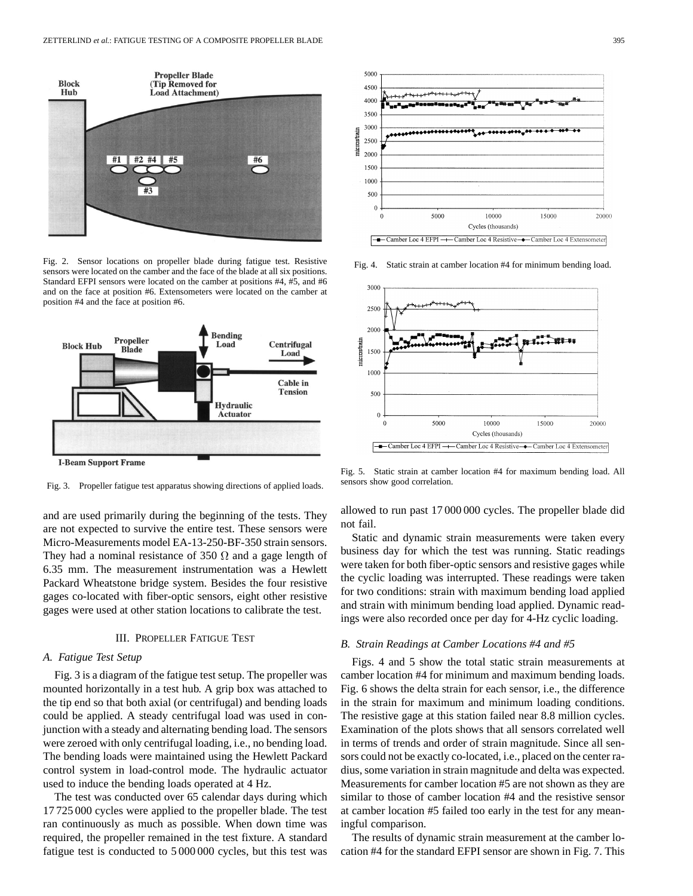Fig. 2. Sensor locations on propeller blade during fatigue test. Resistive sensors were located on the camber and the face of the blade at all six positions. Standard EFPI sensors were located on the camber at positions #4, #5, and #6 and on the face at position #6. Extensometers were located on the camber at position #4 and the face at position #6.

Fig. 3. Propeller fatigue test apparatus showing directions of applied loads.

and are used primarily during the beginning of the tests. They are not expected to survive the entire test. These sensors were Micro-Measurements model EA-13-250-BF-350 strain sensors. They had a nominal resistance of 350 Ω and a gage length of 6.35 mm. The measurement instrumentation was a Hewlett Packard Wheatstone bridge system. Besides the four resistive gages co-located with fiber-optic sensors, eight other resistive gages were used at other station locations to calibrate the test.

## III. Propeller Fatigue Test

### A. Fatigue Test Setup

Fig. 3 is a diagram of the fatigue test setup. The propeller was mounted horizontally in a test hub. A grip box was attached to the tip end so that both axial (or centrifugal) and bending loads could be applied. A steady centrifugal load was used in conjunction with a steady and alternating bending load. The sensors were zeroed with only centrifugal loading, i.e., no bending load. The bending loads were maintained using the Hewlett Packard control system in load-control mode. The hydraulic actuator used to induce the bending loads operated at 4 Hz.

The test was conducted over 65 calendar days during which 17 725 000 cycles were applied to the propeller blade. The test ran continuously as much as possible. When down time was required, the propeller remained in the test fixture. A standard fatigue test is conducted to 5 000 000 cycles, but this test was allowed to run past 17 000 000 cycles. The propeller blade did not fail.

Fig. 4. Static strain at camber location #4 for minimum bending load.

Fig. 5. Static strain at camber location #4 for maximum bending load. All sensors show good correlation.

Static and dynamic strain measurements were taken every business day for which the test was running. Static readings were taken for both fiber-optic sensors and resistive gages while the cyclic loading was interrupted. These readings were taken for two conditions: strain with maximum bending load applied and strain with minimum bending load applied. Dynamic readings were also recorded once per day for 4-Hz cyclic loading.

### B. Strain Readings at Camber Locations #4 and #5

Figs. 4 and 5 show the total static strain measurements at camber location #4 for minimum and maximum bending loads. Fig. 6 shows the delta strain for each sensor, i.e., the difference in the strain for maximum and minimum loading conditions. The resistive gage at this station failed near 8.8 million cycles. Examination of the plots shows that all sensors correlated well in terms of trends and order of strain magnitude. Since all sensors could not be exactly co-located, i.e., placed on the center radius, some variation in strain magnitude and delta was expected. Measurements for camber location #5 are not shown as they are similar to those of camber location #4 and the resistive sensor at camber location #5 failed too early in the test for any meaningful comparison.

The results of dynamic strain measurement at the camber location #4 for the standard EFPI sensor are shown in Fig. 7. This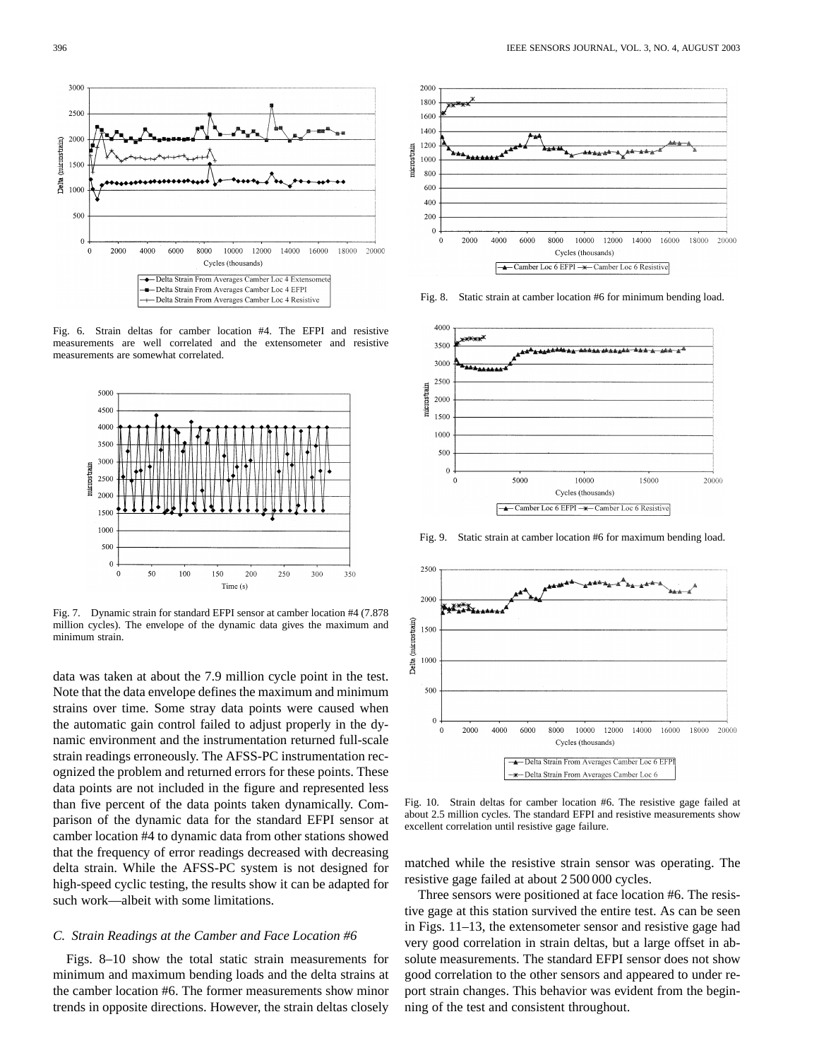Fig. 6. Strain deltas for camber location #4. The EFPI and resistive measurements are well correlated and the extensometer and resistive measurements are somewhat correlated.

Fig. 7. Dynamic strain for standard EFPI sensor at camber location #4 (7.878 million cycles). The envelope of the dynamic data gives the maximum and minimum strain.

data was taken at about the 7.9 million cycle point in the test. Note that the data envelope defines the maximum and minimum strains over time. Some stray data points were caused when the automatic gain control failed to adjust properly in the dynamic environment and the instrumentation returned full-scale strain readings erroneously. The AFSS-PC instrumentation recognized the problem and returned errors for these points. These data points are not included in the figure and represented less than five percent of the data points taken dynamically. Comparison of the dynamic data for the standard EFPI sensor at camber location #4 to dynamic data from other stations showed that the frequency of error readings decreased with decreasing delta strain. While the AFSS-PC system is not designed for high-speed cyclic testing, the results show it can be adapted for such work—albeit with some limitations.

### *C. Strain Readings at the Camber and Face Location #6*

Figs. 8–10 show the total static strain measurements for minimum and maximum bending loads and the delta strains at the camber location #6. The former measurements show minor trends in opposite directions. However, the strain deltas closely matched while the resistive strain sensor was operating. The resistive gage failed at about 2 500 000 cycles.

Fig. 8. Static strain at camber location #6 for minimum bending load.

Fig. 9. Static strain at camber location #6 for maximum bending load.

Fig. 10. Strain deltas for camber location #6. The resistive gage failed at about 2.5 million cycles. The standard EFPI and resistive measurements show excellent correlation until resistive gage failure.

Three sensors were positioned at face location #6. The resistive gage at this station survived the entire test. As can be seen in Figs. 11–13, the extensometer sensor and resistive gage had very good correlation in strain deltas, but a large offset in absolute measurements. The standard EFPI sensor does not show good correlation to the other sensors and appeared to under report strain changes. This behavior was evident from the beginning of the test and consistent throughout.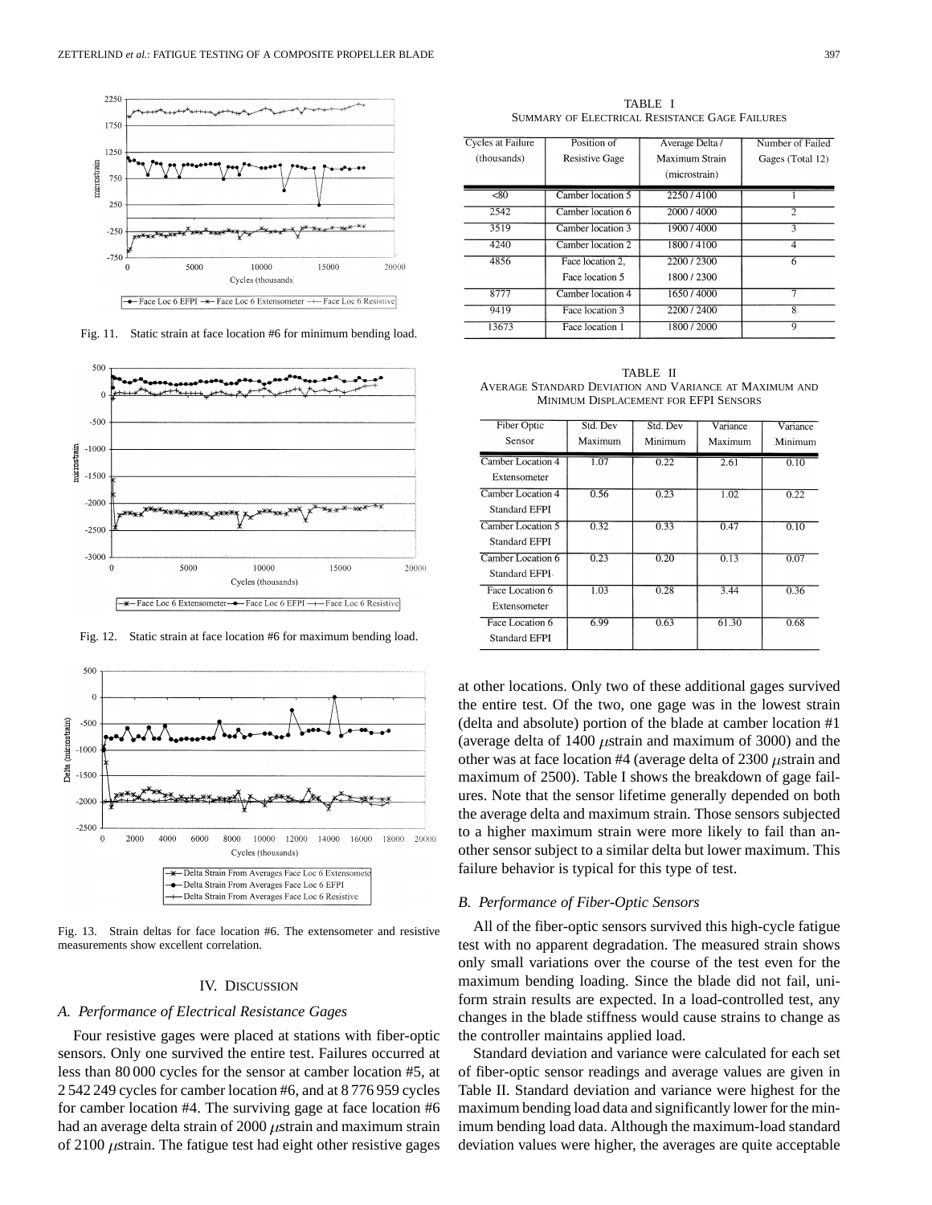Fig. 11. Static strain at face location #6 for minimum bending load.

Fig. 12. Static strain at face location #6 for maximum bending load.

Fig. 13. Strain deltas for face location #6. The extensometer and resistive measurements show excellent correlation.

## IV. Discussion

### *A. Performance of Electrical Resistance Gages*

Four resistive gages were placed at stations with fiber-optic sensors. Only one survived the entire test. Failures occurred at less than 80 000 cycles for the sensor at camber location #5, at 2 542 249 cycles for camber location #6, and at 8 776 959 cycles for camber location #4. The surviving gage at face location #6 had an average delta strain of 2000 $\mu$strain and maximum strain of 2100 $\mu$strain. The fatigue test had eight other resistive gages at other locations. Only two of these additional gages survived the entire test. Of the two, one gage was in the lowest strain (delta and absolute) portion of the blade at camber location #1 (average delta of 1400 $\mu$strain and maximum of 3000) and the other was at face location #4 (average delta of 2300 $\mu$strain and maximum of 2500). Table I shows the breakdown of gage failures. Note that the sensor lifetime generally depended on both the average delta and maximum strain. Those sensors subjected to a higher maximum strain were more likely to fail than another sensor subject to a similar delta but lower maximum. This failure behavior is typical for this type of test.

TABLE I
Summary of Electrical Resistance Gage Failures

| Cycles at Failure (thousands) | Position of Resistive Gage | Average Delta / Maximum Strain (microstrain) | Number of Failed Gages (Total 12) |
|---|---|---|---|
| <80 | Camber location 5 | 2250 / 4100 | 1 |
| 2542 | Camber location 6 | 2000 / 4000 | 2 |
| 3519 | Camber location 3 | 1900 / 4000 | 3 |
| 4240 | Camber location 2 | 1800 / 4100 | 4 |
| 4856 | Face location 2, Face location 5 | 2200 / 2300, 1800 / 2300 | 6 |
| 8777 | Camber location 4 | 1650 / 4000 | 7 |
| 9419 | Face location 3 | 2200 / 2400 | 8 |
| 13673 | Face location 1 | 1800 / 2000 | 9 |

TABLE II
Average Standard Deviation and Variance at Maximum and Minimum Displacement for EFPI Sensors

| Fiber Optic Sensor | Std. Dev Maximum | Std. Dev Minimum | Variance Maximum | Variance Minimum |
|---|---|---|---|---|
| Camber Location 4 Extensometer | 1.07 | 0.22 | 2.61 | 0.10 |
| Camber Location 4 Standard EFPI | 0.56 | 0.23 | 1.02 | 0.22 |
| Camber Location 5 Standard EFPI | 0.32 | 0.33 | 0.47 | 0.10 |
| Camber Location 6 Standard EFPI | 0.23 | 0.20 | 0.13 | 0.07 |
| Face Location 6 Extensometer | 1.03 | 0.28 | 3.44 | 0.36 |
| Face Location 6 Standard EFPI | 6.99 | 0.63 | 61.30 | 0.68 |

### *B. Performance of Fiber-Optic Sensors*

All of the fiber-optic sensors survived this high-cycle fatigue test with no apparent degradation. The measured strain shows only small variations over the course of the test even for the maximum bending loading. Since the blade did not fail, uniform strain results are expected. In a load-controlled test, any changes in the blade stiffness would cause strains to change as the controller maintains applied load.

Standard deviation and variance were calculated for each set of fiber-optic sensor readings and average values are given in Table II. Standard deviation and variance were highest for the maximum bending load data and significantly lower for the minimum bending load data. Although the maximum-load standard deviation values were higher, the averages are quite acceptable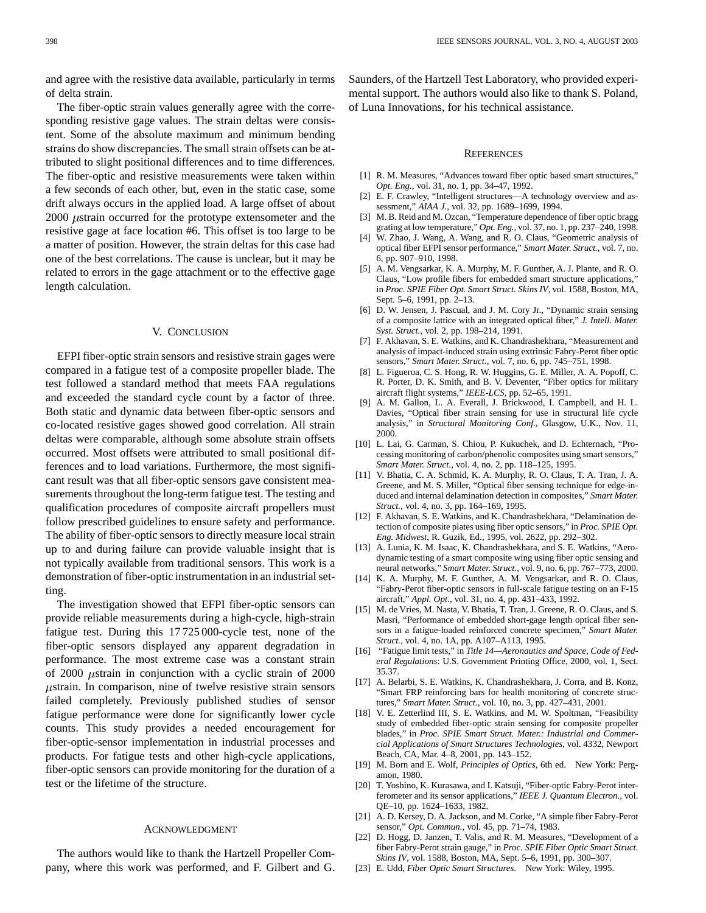and agree with the resistive data available, particularly in terms of delta strain.

The fiber-optic strain values generally agree with the corresponding resistive gage values. The strain deltas were consistent. Some of the absolute maximum and minimum bending strains do show discrepancies. The small strain offsets can be attributed to slight positional differences and to time differences. The fiber-optic and resistive measurements were taken within a few seconds of each other, but, even in the static case, some drift always occurs in the applied load. A large offset of about 2000 $\mu$strain occurred for the prototype extensometer and the resistive gage at face location #6. This offset is too large to be a matter of position. However, the strain deltas for this case had one of the best correlations. The cause is unclear, but it may be related to errors in the gage attachment or to the effective gage length calculation.

## V. Conclusion

EFPI fiber-optic strain sensors and resistive strain gages were compared in a fatigue test of a composite propeller blade. The test followed a standard method that meets FAA regulations and exceeded the standard cycle count by a factor of three. Both static and dynamic data between fiber-optic sensors and co-located resistive gages showed good correlation. All strain deltas were comparable, although some absolute strain offsets occurred. Most offsets were attributed to small positional differences and to load variations. Furthermore, the most significant result was that all fiber-optic sensors gave consistent measurements throughout the long-term fatigue test. The testing and qualification procedures of composite aircraft propellers must follow prescribed guidelines to ensure safety and performance. The ability of fiber-optic sensors to directly measure local strain up to and during failure can provide valuable insight that is not typically available from traditional sensors. This work is a demonstration of fiber-optic instrumentation in an industrial setting.

The investigation showed that EFPI fiber-optic sensors can provide reliable measurements during a high-cycle, high-strain fatigue test. During this 17 725 000-cycle test, none of the fiber-optic sensors displayed any apparent degradation in performance. The most extreme case was a constant strain of 2000 $\mu$strain in conjunction with a cyclic strain of 2000 $\mu$strain. In comparison, nine of twelve resistive strain sensors failed completely. Previously published studies of sensor fatigue performance were done for significantly lower cycle counts. This study provides a needed encouragement for fiber-optic-sensor implementation in industrial processes and products. For fatigue tests and other high-cycle applications, fiber-optic sensors can provide monitoring for the duration of a test or the lifetime of the structure.

## Acknowledgment

The authors would like to thank the Hartzell Propeller Company, where this work was performed, and F. Gilbert and G. Saunders, of the Hartzell Test Laboratory, who provided experimental support. The authors would also like to thank S. Poland, of Luna Innovations, for his technical assistance.

## References

[1] R. M. Measures, "Advances toward fiber optic based smart structures," *Opt. Eng.*, vol. 31, no. 1, pp. 34–47, 1992.

[2] E. F. Crawley, "Intelligent structures—A technology overview and assessment," *AIAA J.*, vol. 32, pp. 1689–1699, 1994.

[3] M. B. Reid and M. Ozcan, "Temperature dependence of fiber optic bragg grating at low temperature," *Opt. Eng.*, vol. 37, no. 1, pp. 237–240, 1998.

[4] W. Zhao, J. Wang, A. Wang, and R. O. Claus, "Geometric analysis of optical fiber EFPI sensor performance," *Smart Mater. Struct.*, vol. 7, no. 6, pp. 907–910, 1998.

[5] A. M. Vengsarkar, K. A. Murphy, M. F. Gunther, A. J. Plante, and R. O. Claus, "Low profile fibers for embedded smart structure applications," in *Proc. SPIE Fiber Opt. Smart Struct. Skins IV*, vol. 1588, Boston, MA, Sept. 5–6, 1991, pp. 2–13.

[6] D. W. Jensen, J. Pascual, and J. M. Cory Jr., "Dynamic strain sensing of a composite lattice with an integrated optical fiber," *J. Intell. Mater. Syst. Struct.*, vol. 2, pp. 198–214, 1991.

[7] F. Akhavan, S. E. Watkins, and K. Chandrashekhara, "Measurement and analysis of impact-induced strain using extrinsic Fabry-Perot fiber optic sensors," *Smart Mater. Struct.*, vol. 7, no. 6, pp. 745–751, 1998.

[8] L. Figueroa, C. S. Hong, R. W. Huggins, G. E. Miller, A. A. Popoff, C. R. Porter, D. K. Smith, and B. V. Deventer, "Fiber optics for military aircraft flight systems," *IEEE-LCS*, pp. 52–65, 1991.

[9] A. M. Gallon, L. A. Everall, J. Brickwood, I. Campbell, and H. L. Davies, "Optical fiber strain sensing for use in structural life cycle analysis," in *Structural Monitoring Conf.*, Glasgow, U.K., Nov. 11, 2000.

[10] L. Lai, G. Carman, S. Chiou, P. Kukuchek, and D. Echternach, "Processing monitoring of carbon/phenolic composites using smart sensors," *Smart Mater. Struct.*, vol. 4, no. 2, pp. 118–125, 1995.

[11] V. Bhatia, C. A. Schmid, K. A. Murphy, R. O. Claus, T. A. Tran, J. A. Greene, and M. S. Miller, "Optical fiber sensing technique for edge-induced and internal delamination detection in composites," *Smart Mater. Struct.*, vol. 4, no. 3, pp. 164–169, 1995.

[12] F. Akhavan, S. E. Watkins, and K. Chandrashekhara, "Delamination detection of composite plates using fiber optic sensors," in *Proc. SPIE Opt. Eng. Midwest*, R. Guzik, Ed., 1995, vol. 2622, pp. 292–302.

[13] A. Lunia, K. M. Isaac, K. Chandrashekhara, and S. E. Watkins, "Aerodynamic testing of a smart composite wing using fiber optic sensing and neural networks," *Smart Mater. Struct.*, vol. 9, no. 6, pp. 767–773, 2000.

[14] K. A. Murphy, M. F. Gunther, A. M. Vengsarkar, and R. O. Claus, "Fabry-Perot fiber-optic sensors in full-scale fatigue testing on an F-15 aircraft," *Appl. Opt.*, vol. 31, no. 4, pp. 431–433, 1992.

[15] M. de Vries, M. Nasta, V. Bhatia, T. Tran, J. Greene, R. O. Claus, and S. Masri, "Performance of embedded short-gage length optical fiber sensors in a fatigue-loaded reinforced concrete specimen," *Smart Mater. Struct.*, vol. 4, no. 1A, pp. A107–A113, 1995.

[16] "Fatigue limit tests," in *Title 14—Aeronautics and Space, Code of Federal Regulations*: U.S. Government Printing Office, 2000, vol. 1, Sect. 35.37.

[17] A. Belarbi, S. E. Watkins, K. Chandrashekhara, J. Corra, and B. Konz, "Smart FRP reinforcing bars for health monitoring of concrete structures," *Smart Mater. Struct.*, vol. 10, no. 3, pp. 427–431, 2001.

[18] V. E. Zetterlind III, S. E. Watkins, and M. W. Spoltman, "Feasibility study of embedded fiber-optic strain sensing for composite propeller blades," in *Proc. SPIE Smart Struct. Mater.: Industrial and Commercial Applications of Smart Structures Technologies*, vol. 4332, Newport Beach, CA, Mar. 4–8, 2001, pp. 143–152.

[19] M. Born and E. Wolf, *Principles of Optics*, 6th ed. New York: Pergamon, 1980.

[20] T. Yoshino, K. Kurasawa, and I. Katsuji, "Fiber-optic Fabry-Perot interferometer and its sensor applications," *IEEE J. Quantum Electron.*, vol. QE–10, pp. 1624–1633, 1982.

[21] A. D. Kersey, D. A. Jackson, and M. Corke, "A simple fiber Fabry-Perot sensor," *Opt. Commun.*, vol. 45, pp. 71–74, 1983.

[22] D. Hogg, D. Janzen, T. Valis, and R. M. Measures, "Development of a fiber Fabry-Perot strain gauge," in *Proc. SPIE Fiber Optic Smart Struct. Skins IV*, vol. 1588, Boston, MA, Sept. 5–6, 1991, pp. 300–307.

[23] E. Udd, *Fiber Optic Smart Structures*. New York: Wiley, 1995.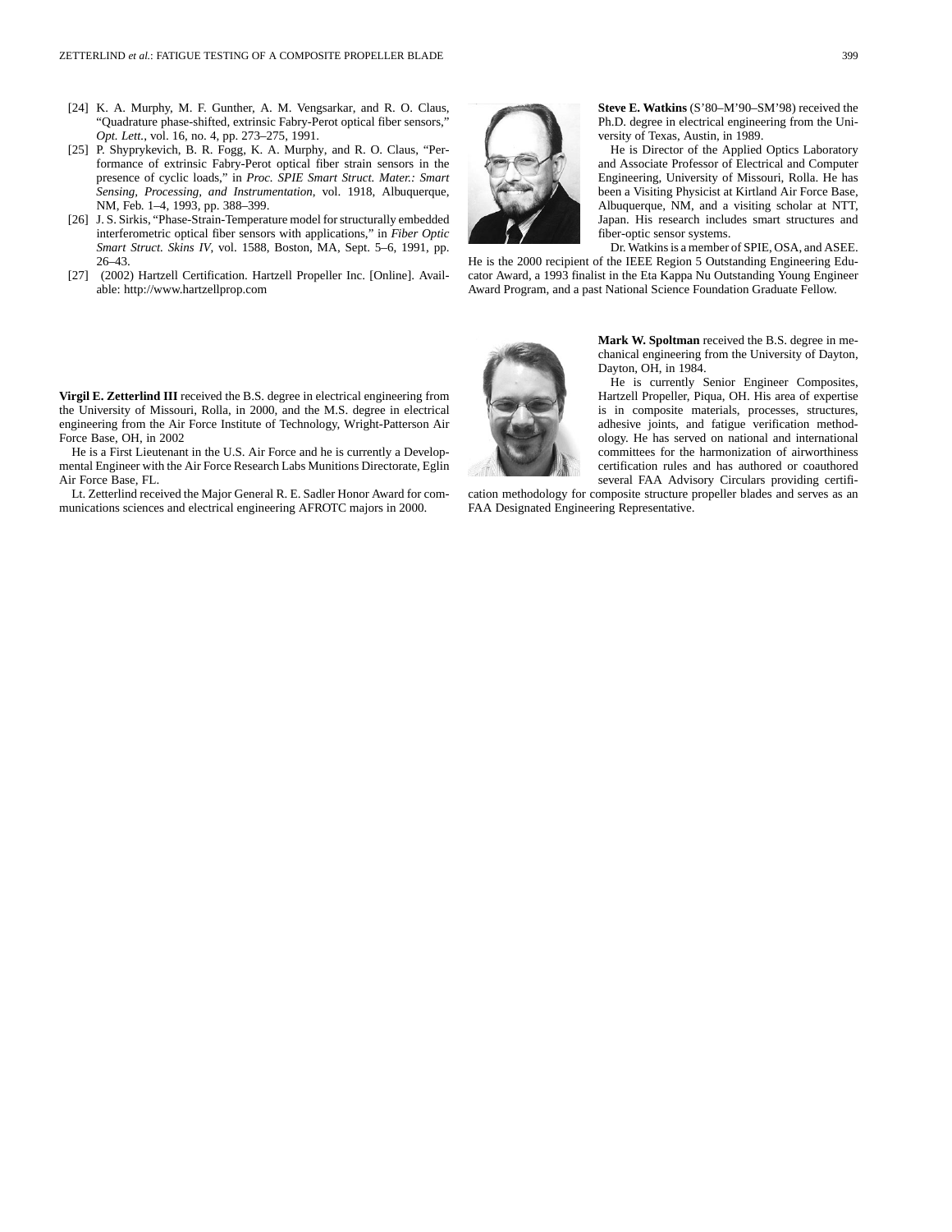[24] K. A. Murphy, M. F. Gunther, A. M. Vengsarkar, and R. O. Claus, "Quadrature phase-shifted, extrinsic Fabry-Perot optical fiber sensors," *Opt. Lett.*, vol. 16, no. 4, pp. 273–275, 1991.

[25] P. Shyprykevich, B. R. Fogg, K. A. Murphy, and R. O. Claus, "Performance of extrinsic Fabry-Perot optical fiber strain sensors in the presence of cyclic loads," in *Proc. SPIE Smart Struct. Mater.: Smart Sensing, Processing, and Instrumentation*, vol. 1918, Albuquerque, NM, Feb. 1–4, 1993, pp. 388–399.

[26] J. S. Sirkis, "Phase-Strain-Temperature model for structurally embedded interferometric optical fiber sensors with applications," in *Fiber Optic Smart Struct. Skins IV*, vol. 1588, Boston, MA, Sept. 5–6, 1991, pp. 26–43.

[27] (2002) Hartzell Certification. Hartzell Propeller Inc. [Online]. Available: http://www.hartzellprop.com

**Virgil E. Zetterlind III** received the B.S. degree in electrical engineering from the University of Missouri, Rolla, in 2000, and the M.S. degree in electrical engineering from the Air Force Institute of Technology, Wright-Patterson Air Force Base, OH, in 2002

He is a First Lieutenant in the U.S. Air Force and he is currently a Developmental Engineer with the Air Force Research Labs Munitions Directorate, Eglin Air Force Base, FL.

Lt. Zetterlind received the Major General R. E. Sadler Honor Award for communications sciences and electrical engineering AFROTC majors in 2000.

**Steve E. Watkins** (S'80–M'90–SM'98) received the Ph.D. degree in electrical engineering from the University of Texas, Austin, in 1989.

He is Director of the Applied Optics Laboratory and Associate Professor of Electrical and Computer Engineering, University of Missouri, Rolla. He has been a Visiting Physicist at Kirtland Air Force Base, Albuquerque, NM, and a visiting scholar at NTT, Japan. His research includes smart structures and fiber-optic sensor systems.

Dr. Watkins is a member of SPIE, OSA, and ASEE. He is the 2000 recipient of the IEEE Region 5 Outstanding Engineering Educator Award, a 1993 finalist in the Eta Kappa Nu Outstanding Young Engineer Award Program, and a past National Science Foundation Graduate Fellow.

**Mark W. Spoltman** received the B.S. degree in mechanical engineering from the University of Dayton, Dayton, OH, in 1984.

He is currently Senior Engineer Composites, Hartzell Propeller, Piqua, OH. His area of expertise is in composite materials, processes, structures, adhesive joints, and fatigue verification methodology. He has served on national and international committees for the harmonization of airworthiness certification rules and has authored or coauthored several FAA Advisory Circulars providing certification methodology for composite structure propeller blades and serves as an FAA Designated Engineering Representative.